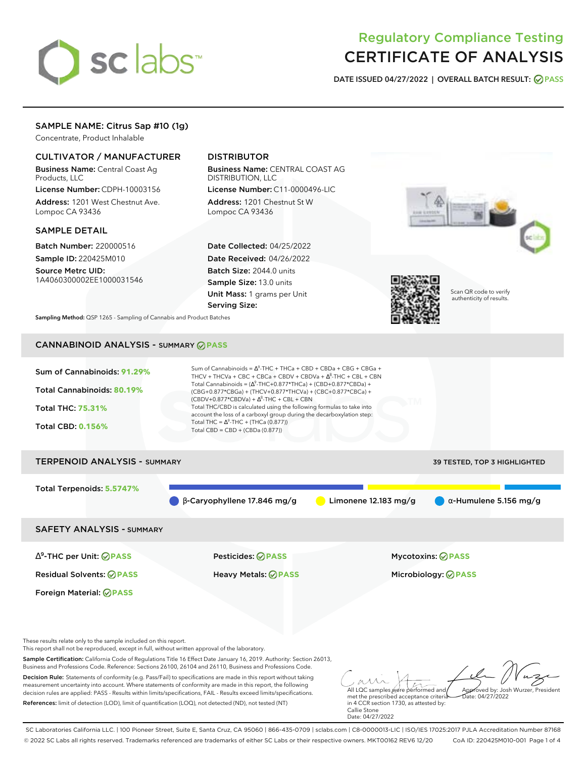# Regulatory Compliance Testing
# CERTIFICATE OF ANALYSIS

**DATE ISSUED 04/27/2022 | OVERALL BATCH RESULT: PASS**

## SAMPLE NAME: Citrus Sap #10 (1g)

Concentrate, Product Inhalable

### CULTIVATOR / MANUFACTURER

**Business Name:** Central Coast Ag Products, LLC

**License Number:** CDPH-10003156

**Address:** 1201 West Chestnut Ave. Lompoc CA 93436

### DISTRIBUTOR

**Business Name:** CENTRAL COAST AG DISTRIBUTION, LLC

**License Number:** C11-0000496-LIC

**Address:** 1201 Chestnut St W Lompoc CA 93436

### SAMPLE DETAIL

**Batch Number:** 220000516

**Sample ID:** 220425M010

**Source Metrc UID:** 1A4060300002EE1000031546

**Date Collected:** 04/25/2022

**Date Received:** 04/26/2022

**Batch Size:** 2044.0 units

**Sample Size:** 13.0 units

**Unit Mass:** 1 grams per Unit

**Serving Size:**

Scan QR code to verify authenticity of results.

**Sampling Method:** QSP 1265 - Sampling of Cannabis and Product Batches

## CANNABINOID ANALYSIS - SUMMARY PASS

Sum of Cannabinoids: **91.29%**

Total Cannabinoids: **80.19%**

Total THC: **75.31%**

Total CBD: **0.156%**

Sum of Cannabinoids = $\Delta^9$-THC + THCa + CBD + CBDa + CBG + CBGa + THCV + THCVa + CBC + CBCa + CBDV + CBDVa + $\Delta^8$-THC + CBL + CBN

Total Cannabinoids = ($\Delta^9$-THC+0.877*THCa) + (CBD+0.877*CBDa) + (CBG+0.877*CBGa) + (THCV+0.877*THCVa) + (CBC+0.877*CBCa) + (CBDV+0.877*CBDVa) + $\Delta^8$-THC + CBL + CBN

Total THC/CBD is calculated using the following formulas to take into account the loss of a carboxyl group during the decarboxylation step:

Total THC = $\Delta^9$-THC + (THCa (0.877))

Total CBD = CBD + (CBDa (0.877))

## TERPENOID ANALYSIS - SUMMARY

39 TESTED, TOP 3 HIGHLIGHTED

Total Terpenoids: **5.5747%**

β-Caryophyllene 17.846 mg/g | Limonene 12.183 mg/g | α-Humulene 5.156 mg/g

## SAFETY ANALYSIS - SUMMARY

| | | |
|---|---|---|
| $\Delta^9$-THC per Unit: PASS | Pesticides: PASS | Mycotoxins: PASS |
| Residual Solvents: PASS | Heavy Metals: PASS | Microbiology: PASS |
| Foreign Material: PASS | | |

These results relate only to the sample included on this report.
This report shall not be reproduced, except in full, without written approval of the laboratory.

**Sample Certification:** California Code of Regulations Title 16 Effect Date January 16, 2019. Authority: Section 26013, Business and Professions Code. Reference: Sections 26100, 26104 and 26110, Business and Professions Code.

**Decision Rule:** Statements of conformity (e.g. Pass/Fail) to specifications are made in this report without taking measurement uncertainty into account. Where statements of conformity are made in this report, the following decision rules are applied: PASS - Results within limits/specifications, FAIL - Results exceed limits/specifications.

**References:** limit of detection (LOD), limit of quantification (LOQ), not detected (ND), not tested (NT)

All LQC samples were performed and met the prescribed acceptance criteria in 4 CCR section 1730, as attested by: Callie Stone Date: 04/27/2022

Approved by: Josh Wurzer, President Date: 04/27/2022

SC Laboratories California LLC. | 100 Pioneer Street, Suite E, Santa Cruz, CA 95060 | 866-435-0709 | sclabs.com | C8-0000013-LIC | ISO/IES 17025:2017 PJLA Accreditation Number 87168
© 2022 SC Labs all rights reserved. Trademarks referenced are trademarks of either SC Labs or their respective owners. MKT00162 REV6 12/20 CoA ID: 220425M010-001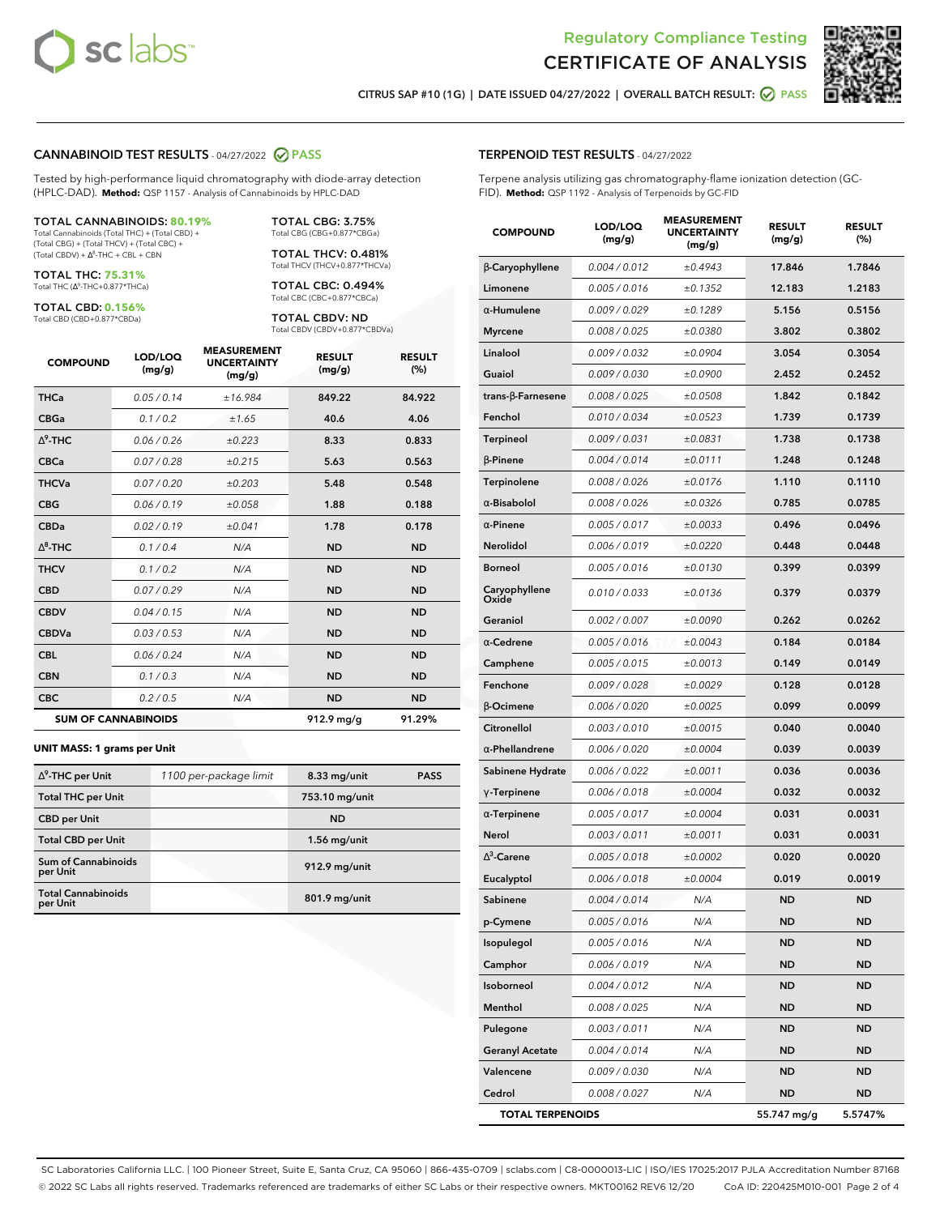Regulatory Compliance Testing

# CERTIFICATE OF ANALYSIS

CITRUS SAP #10 (1G) | DATE ISSUED 04/27/2022 | OVERALL BATCH RESULT: PASS

## CANNABINOID TEST RESULTS - 04/27/2022 PASS

Tested by high-performance liquid chromatography with diode-array detection (HPLC-DAD). **Method:** QSP 1157 - Analysis of Cannabinoids by HPLC-DAD

**TOTAL CANNABINOIDS: 80.19%**
Total Cannabinoids (Total THC) + (Total CBD) + (Total CBG) + (Total THCV) + (Total CBC) + (Total CBDV) + $\Delta^8$-THC + CBL + CBN

**TOTAL THC: 75.31%**
Total THC ($\Delta^9$-THC+0.877*THCa)

**TOTAL CBD: 0.156%**
Total CBD (CBD+0.877*CBDa)

**TOTAL CBG: 3.75%**
Total CBG (CBG+0.877*CBGa)

**TOTAL THCV: 0.481%**
Total THCV (THCV+0.877*THCVa)

**TOTAL CBC: 0.494%**
Total CBC (CBC+0.877*CBCa)

**TOTAL CBDV: ND**
Total CBDV (CBDV+0.877*CBDVa)

| COMPOUND | LOD/LOQ (mg/g) | MEASUREMENT UNCERTAINTY (mg/g) | RESULT (mg/g) | RESULT (%) |
|---|---|---|---|---|
| THCa | 0.05 / 0.14 | ±16.984 | 849.22 | 84.922 |
| CBGa | 0.1 / 0.2 | ±1.65 | 40.6 | 4.06 |
| $\Delta^9$-THC | 0.06 / 0.26 | ±0.223 | 8.33 | 0.833 |
| CBCa | 0.07 / 0.28 | ±0.215 | 5.63 | 0.563 |
| THCVa | 0.07 / 0.20 | ±0.203 | 5.48 | 0.548 |
| CBG | 0.06 / 0.19 | ±0.058 | 1.88 | 0.188 |
| CBDa | 0.02 / 0.19 | ±0.041 | 1.78 | 0.178 |
| $\Delta^8$-THC | 0.1 / 0.4 | N/A | ND | ND |
| THCV | 0.1 / 0.2 | N/A | ND | ND |
| CBD | 0.07 / 0.29 | N/A | ND | ND |
| CBDV | 0.04 / 0.15 | N/A | ND | ND |
| CBDVa | 0.03 / 0.53 | N/A | ND | ND |
| CBL | 0.06 / 0.24 | N/A | ND | ND |
| CBN | 0.1 / 0.3 | N/A | ND | ND |
| CBC | 0.2 / 0.5 | N/A | ND | ND |
| **SUM OF CANNABINOIDS** | | | 912.9 mg/g | 91.29% |

**UNIT MASS: 1 grams per Unit**

| | | | |
|---|---|---|---|
| $\Delta^9$-THC per Unit | 1100 per-package limit | 8.33 mg/unit | PASS |
| Total THC per Unit | | 753.10 mg/unit | |
| CBD per Unit | | ND | |
| Total CBD per Unit | | 1.56 mg/unit | |
| Sum of Cannabinoids per Unit | | 912.9 mg/unit | |
| Total Cannabinoids per Unit | | 801.9 mg/unit | |

## TERPENOID TEST RESULTS - 04/27/2022

Terpene analysis utilizing gas chromatography-flame ionization detection (GC-FID). **Method:** QSP 1192 - Analysis of Terpenoids by GC-FID

| COMPOUND | LOD/LOQ (mg/g) | MEASUREMENT UNCERTAINTY (mg/g) | RESULT (mg/g) | RESULT (%) |
|---|---|---|---|---|
| β-Caryophyllene | 0.004 / 0.012 | ±0.4943 | 17.846 | 1.7846 |
| Limonene | 0.005 / 0.016 | ±0.1352 | 12.183 | 1.2183 |
| α-Humulene | 0.009 / 0.029 | ±0.1289 | 5.156 | 0.5156 |
| Myrcene | 0.008 / 0.025 | ±0.0380 | 3.802 | 0.3802 |
| Linalool | 0.009 / 0.032 | ±0.0904 | 3.054 | 0.3054 |
| Guaiol | 0.009 / 0.030 | ±0.0900 | 2.452 | 0.2452 |
| trans-β-Farnesene | 0.008 / 0.025 | ±0.0508 | 1.842 | 0.1842 |
| Fenchol | 0.010 / 0.034 | ±0.0523 | 1.739 | 0.1739 |
| Terpineol | 0.009 / 0.031 | ±0.0831 | 1.738 | 0.1738 |
| β-Pinene | 0.004 / 0.014 | ±0.0111 | 1.248 | 0.1248 |
| Terpinolene | 0.008 / 0.026 | ±0.0176 | 1.110 | 0.1110 |
| α-Bisabolol | 0.008 / 0.026 | ±0.0326 | 0.785 | 0.0785 |
| α-Pinene | 0.005 / 0.017 | ±0.0033 | 0.496 | 0.0496 |
| Nerolidol | 0.006 / 0.019 | ±0.0220 | 0.448 | 0.0448 |
| Borneol | 0.005 / 0.016 | ±0.0130 | 0.399 | 0.0399 |
| Caryophyllene Oxide | 0.010 / 0.033 | ±0.0136 | 0.379 | 0.0379 |
| Geraniol | 0.002 / 0.007 | ±0.0090 | 0.262 | 0.0262 |
| α-Cedrene | 0.005 / 0.016 | ±0.0043 | 0.184 | 0.0184 |
| Camphene | 0.005 / 0.015 | ±0.0013 | 0.149 | 0.0149 |
| Fenchone | 0.009 / 0.028 | ±0.0029 | 0.128 | 0.0128 |
| β-Ocimene | 0.006 / 0.020 | ±0.0025 | 0.099 | 0.0099 |
| Citronellol | 0.003 / 0.010 | ±0.0015 | 0.040 | 0.0040 |
| α-Phellandrene | 0.006 / 0.020 | ±0.0004 | 0.039 | 0.0039 |
| Sabinene Hydrate | 0.006 / 0.022 | ±0.0011 | 0.036 | 0.0036 |
| γ-Terpinene | 0.006 / 0.018 | ±0.0004 | 0.032 | 0.0032 |
| α-Terpinene | 0.005 / 0.017 | ±0.0004 | 0.031 | 0.0031 |
| Nerol | 0.003 / 0.011 | ±0.0011 | 0.031 | 0.0031 |
| $\Delta^3$-Carene | 0.005 / 0.018 | ±0.0002 | 0.020 | 0.0020 |
| Eucalyptol | 0.006 / 0.018 | ±0.0004 | 0.019 | 0.0019 |
| Sabinene | 0.004 / 0.014 | N/A | ND | ND |
| p-Cymene | 0.005 / 0.016 | N/A | ND | ND |
| Isopulegol | 0.005 / 0.016 | N/A | ND | ND |
| Camphor | 0.006 / 0.019 | N/A | ND | ND |
| Isoborneol | 0.004 / 0.012 | N/A | ND | ND |
| Menthol | 0.008 / 0.025 | N/A | ND | ND |
| Pulegone | 0.003 / 0.011 | N/A | ND | ND |
| Geranyl Acetate | 0.004 / 0.014 | N/A | ND | ND |
| Valencene | 0.009 / 0.030 | N/A | ND | ND |
| Cedrol | 0.008 / 0.027 | N/A | ND | ND |
| **TOTAL TERPENOIDS** | | | 55.747 mg/g | 5.5747% |

SC Laboratories California LLC. | 100 Pioneer Street, Suite E, Santa Cruz, CA 95060 | 866-435-0709 | sclabs.com | C8-0000013-LIC | ISO/IES 17025:2017 PJLA Accreditation Number 87168
© 2022 SC Labs all rights reserved. Trademarks referenced are trademarks of either SC Labs or their respective owners. MKT00162 REV6 12/20 CoA ID: 220425M010-001